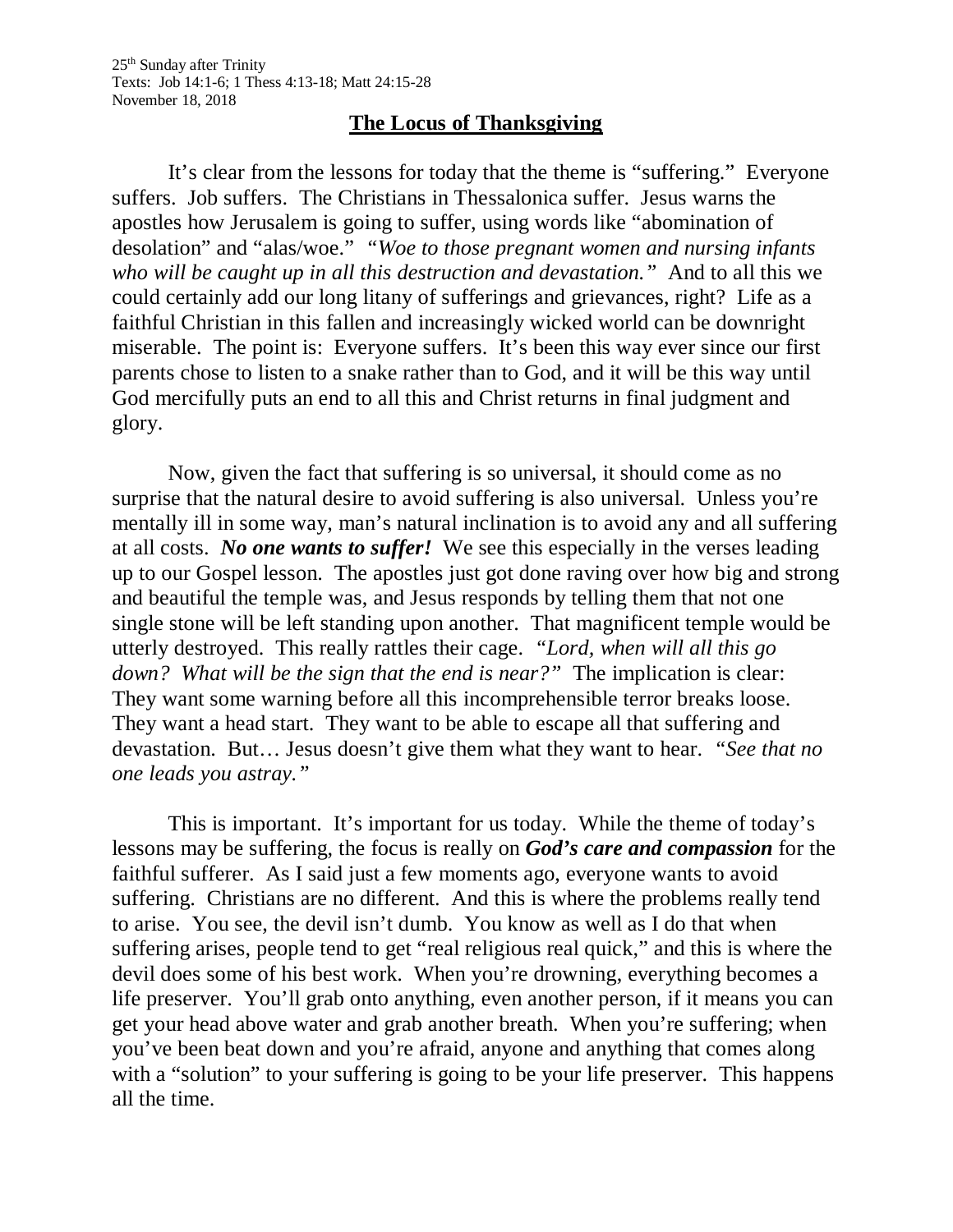25th Sunday after Trinity
Texts: Job 14:1-6; 1 Thess 4:13-18; Matt 24:15-28
November 18, 2018

## The Locus of Thanksgiving

It's clear from the lessons for today that the theme is "suffering." Everyone suffers. Job suffers. The Christians in Thessalonica suffer. Jesus warns the apostles how Jerusalem is going to suffer, using words like "abomination of desolation" and "alas/woe." *"Woe to those pregnant women and nursing infants who will be caught up in all this destruction and devastation."* And to all this we could certainly add our long litany of sufferings and grievances, right? Life as a faithful Christian in this fallen and increasingly wicked world can be downright miserable. The point is: Everyone suffers. It's been this way ever since our first parents chose to listen to a snake rather than to God, and it will be this way until God mercifully puts an end to all this and Christ returns in final judgment and glory.

Now, given the fact that suffering is so universal, it should come as no surprise that the natural desire to avoid suffering is also universal. Unless you're mentally ill in some way, man's natural inclination is to avoid any and all suffering at all costs. ***No one wants to suffer!*** We see this especially in the verses leading up to our Gospel lesson. The apostles just got done raving over how big and strong and beautiful the temple was, and Jesus responds by telling them that not one single stone will be left standing upon another. That magnificent temple would be utterly destroyed. This really rattles their cage. *"Lord, when will all this go down? What will be the sign that the end is near?"* The implication is clear: They want some warning before all this incomprehensible terror breaks loose. They want a head start. They want to be able to escape all that suffering and devastation. But… Jesus doesn't give them what they want to hear. *"See that no one leads you astray."*

This is important. It's important for us today. While the theme of today's lessons may be suffering, the focus is really on ***God's care and compassion*** for the faithful sufferer. As I said just a few moments ago, everyone wants to avoid suffering. Christians are no different. And this is where the problems really tend to arise. You see, the devil isn't dumb. You know as well as I do that when suffering arises, people tend to get "real religious real quick," and this is where the devil does some of his best work. When you're drowning, everything becomes a life preserver. You'll grab onto anything, even another person, if it means you can get your head above water and grab another breath. When you're suffering; when you've been beat down and you're afraid, anyone and anything that comes along with a "solution" to your suffering is going to be your life preserver. This happens all the time.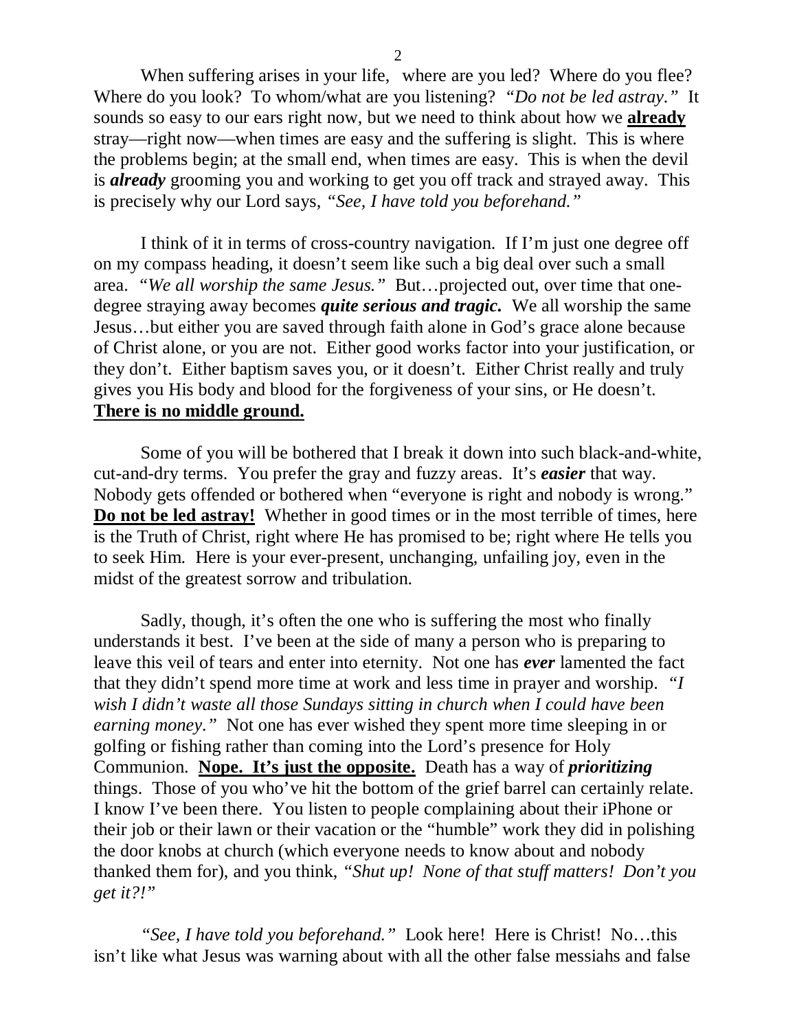When suffering arises in your life, where are you led? Where do you flee? Where do you look? To whom/what are you listening? *"Do not be led astray."* It sounds so easy to our ears right now, but we need to think about how we **already** stray—right now—when times are easy and the suffering is slight. This is where the problems begin; at the small end, when times are easy. This is when the devil is ***already*** grooming you and working to get you off track and strayed away. This is precisely why our Lord says, *"See, I have told you beforehand."*

I think of it in terms of cross-country navigation. If I'm just one degree off on my compass heading, it doesn't seem like such a big deal over such a small area. *"We all worship the same Jesus."* But…projected out, over time that one-degree straying away becomes ***quite serious and tragic.*** We all worship the same Jesus…but either you are saved through faith alone in God's grace alone because of Christ alone, or you are not. Either good works factor into your justification, or they don't. Either baptism saves you, or it doesn't. Either Christ really and truly gives you His body and blood for the forgiveness of your sins, or He doesn't. **There is no middle ground.**

Some of you will be bothered that I break it down into such black-and-white, cut-and-dry terms. You prefer the gray and fuzzy areas. It's ***easier*** that way. Nobody gets offended or bothered when "everyone is right and nobody is wrong." **Do not be led astray!** Whether in good times or in the most terrible of times, here is the Truth of Christ, right where He has promised to be; right where He tells you to seek Him. Here is your ever-present, unchanging, unfailing joy, even in the midst of the greatest sorrow and tribulation.

Sadly, though, it's often the one who is suffering the most who finally understands it best. I've been at the side of many a person who is preparing to leave this veil of tears and enter into eternity. Not one has ***ever*** lamented the fact that they didn't spend more time at work and less time in prayer and worship. *"I wish I didn't waste all those Sundays sitting in church when I could have been earning money."* Not one has ever wished they spent more time sleeping in or golfing or fishing rather than coming into the Lord's presence for Holy Communion. **Nope. It's just the opposite.** Death has a way of ***prioritizing*** things. Those of you who've hit the bottom of the grief barrel can certainly relate. I know I've been there. You listen to people complaining about their iPhone or their job or their lawn or their vacation or the "humble" work they did in polishing the door knobs at church (which everyone needs to know about and nobody thanked them for), and you think, *"Shut up! None of that stuff matters! Don't you get it?!"*

*"See, I have told you beforehand."* Look here! Here is Christ! No…this isn't like what Jesus was warning about with all the other false messiahs and false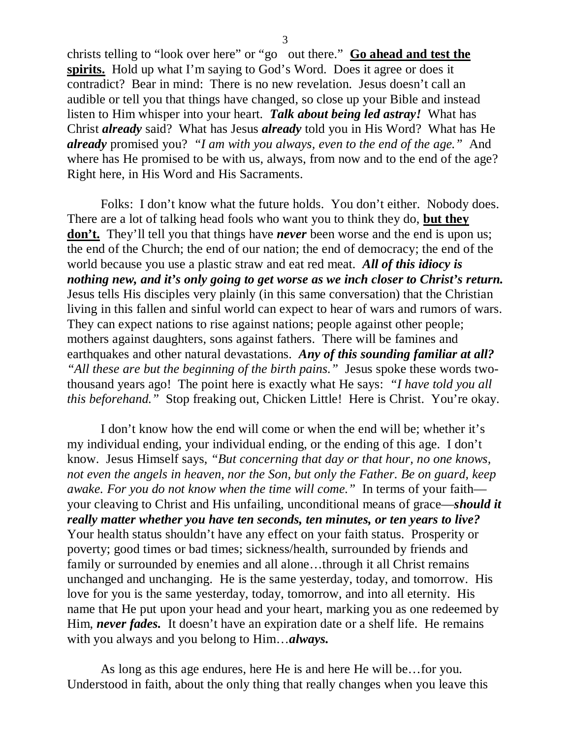christs telling to "look over here" or "go out there." **Go ahead and test the spirits.** Hold up what I'm saying to God's Word. Does it agree or does it contradict? Bear in mind: There is no new revelation. Jesus doesn't call an audible or tell you that things have changed, so close up your Bible and instead listen to Him whisper into your heart. ***Talk about being led astray!*** What has Christ ***already*** said? What has Jesus ***already*** told you in His Word? What has He ***already*** promised you? *"I am with you always, even to the end of the age."* And where has He promised to be with us, always, from now and to the end of the age? Right here, in His Word and His Sacraments.

Folks: I don't know what the future holds. You don't either. Nobody does. There are a lot of talking head fools who want you to think they do, **but they don't.** They'll tell you that things have ***never*** been worse and the end is upon us; the end of the Church; the end of our nation; the end of democracy; the end of the world because you use a plastic straw and eat red meat. ***All of this idiocy is nothing new, and it's only going to get worse as we inch closer to Christ's return.*** Jesus tells His disciples very plainly (in this same conversation) that the Christian living in this fallen and sinful world can expect to hear of wars and rumors of wars. They can expect nations to rise against nations; people against other people; mothers against daughters, sons against fathers. There will be famines and earthquakes and other natural devastations. ***Any of this sounding familiar at all?*** *"All these are but the beginning of the birth pains."* Jesus spoke these words two-thousand years ago! The point here is exactly what He says: *"I have told you all this beforehand."* Stop freaking out, Chicken Little! Here is Christ. You're okay.

I don't know how the end will come or when the end will be; whether it's my individual ending, your individual ending, or the ending of this age. I don't know. Jesus Himself says, *"But concerning that day or that hour, no one knows, not even the angels in heaven, nor the Son, but only the Father. Be on guard, keep awake. For you do not know when the time will come."* In terms of your faith—your cleaving to Christ and His unfailing, unconditional means of grace—***should it really matter whether you have ten seconds, ten minutes, or ten years to live?*** Your health status shouldn't have any effect on your faith status. Prosperity or poverty; good times or bad times; sickness/health, surrounded by friends and family or surrounded by enemies and all alone…through it all Christ remains unchanged and unchanging. He is the same yesterday, today, and tomorrow. His love for you is the same yesterday, today, tomorrow, and into all eternity. His name that He put upon your head and your heart, marking you as one redeemed by Him, ***never fades.*** It doesn't have an expiration date or a shelf life. He remains with you always and you belong to Him…***always.***

As long as this age endures, here He is and here He will be…for you. Understood in faith, about the only thing that really changes when you leave this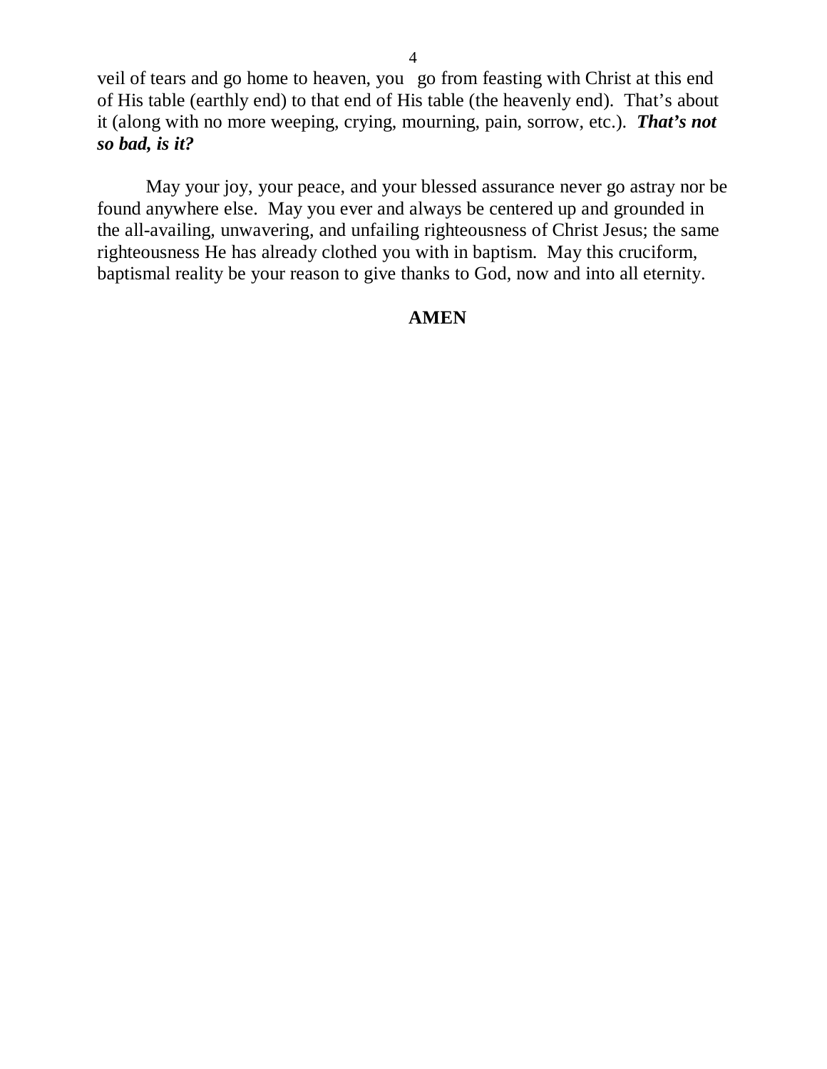veil of tears and go home to heaven, you go from feasting with Christ at this end of His table (earthly end) to that end of His table (the heavenly end). That's about it (along with no more weeping, crying, mourning, pain, sorrow, etc.). ***That's not so bad, is it?***

May your joy, your peace, and your blessed assurance never go astray nor be found anywhere else. May you ever and always be centered up and grounded in the all-availing, unwavering, and unfailing righteousness of Christ Jesus; the same righteousness He has already clothed you with in baptism. May this cruciform, baptismal reality be your reason to give thanks to God, now and into all eternity.

**AMEN**